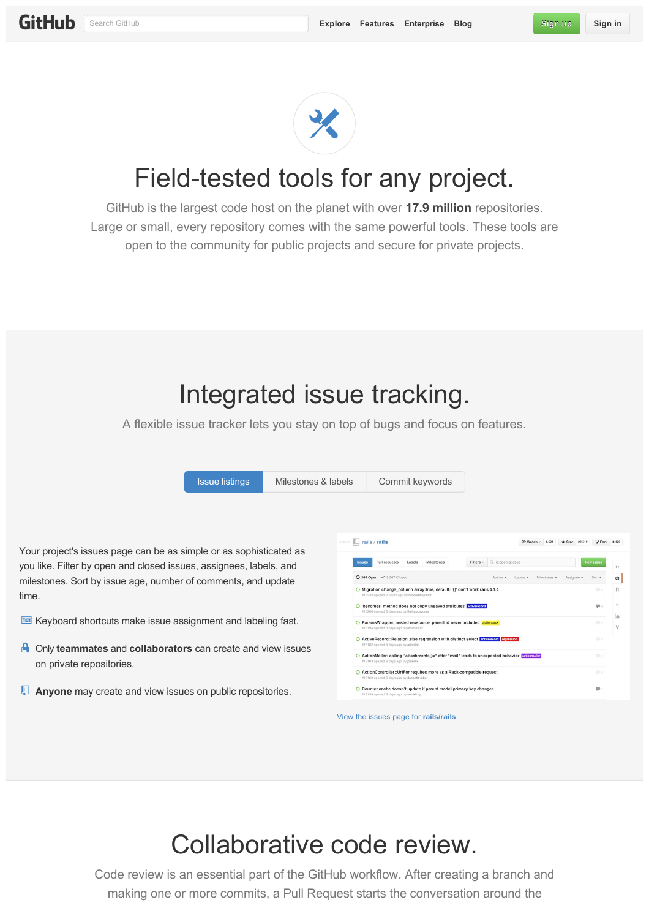GitHub | Explore | Features | Enterprise | Blog | Sign up | Sign in

# Field-tested tools for any project.

GitHub is the largest code host on the planet with over **17.9 million** repositories. Large or small, every repository comes with the same powerful tools. These tools are open to the community for public projects and secure for private projects.

# Integrated issue tracking.

A flexible issue tracker lets you stay on top of bugs and focus on features.

Issue listings | Milestones & labels | Commit keywords

Your project's issues page can be as simple or as sophisticated as you like. Filter by open and closed issues, assignees, labels, and milestones. Sort by issue age, number of comments, and update time.

Keyboard shortcuts make issue assignment and labeling fast.

Only **teammates** and **collaborators** can create and view issues on private repositories.

**Anyone** may create and view issues on public repositories.

View the issues page for **rails/rails**.

# Collaborative code review.

Code review is an essential part of the GitHub workflow. After creating a branch and making one or more commits, a Pull Request starts the conversation around the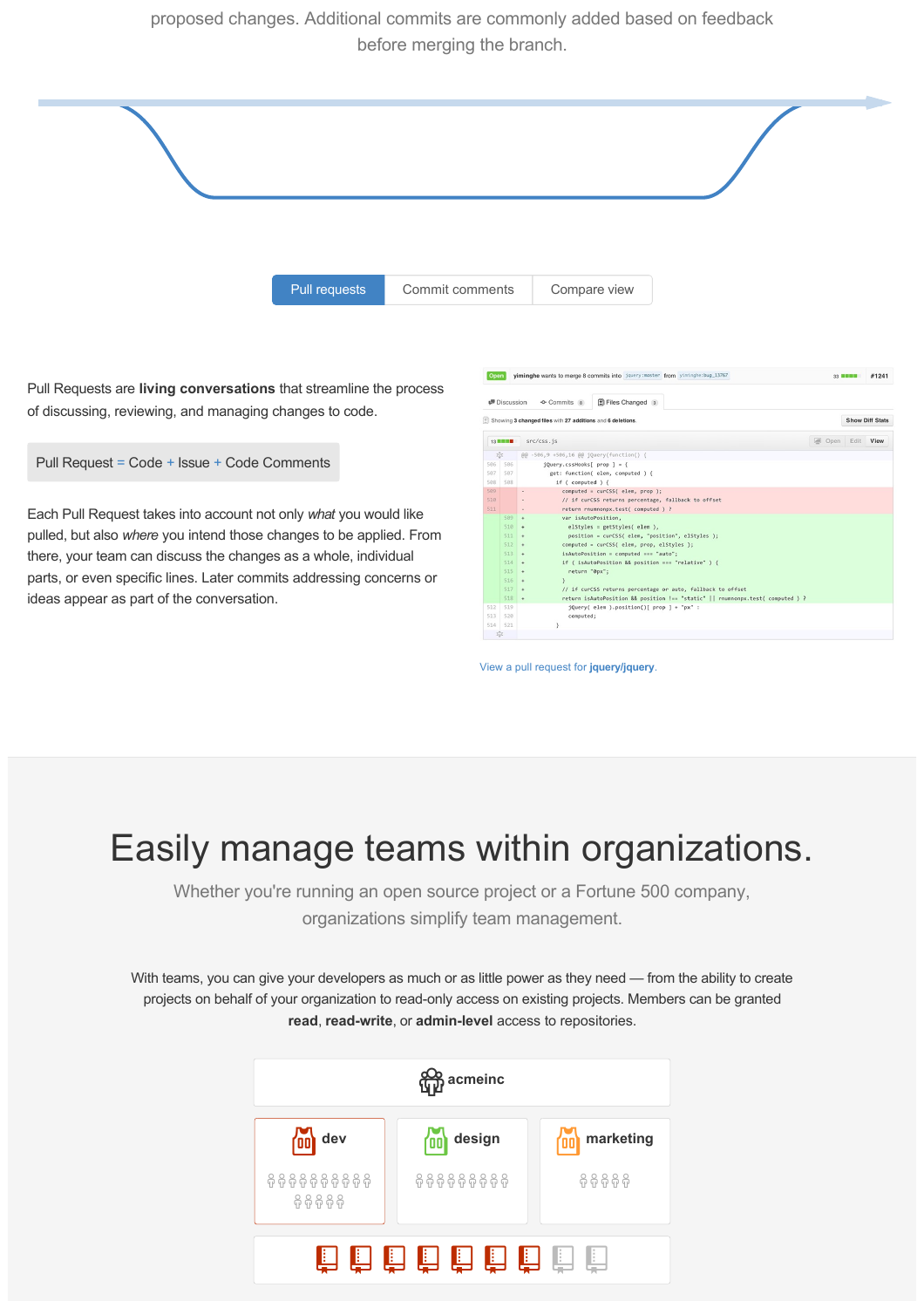proposed changes. Additional commits are commonly added based on feedback before merging the branch.

Pull requests | Commit comments | Compare view

Pull Requests are **living conversations** that streamline the process of discussing, reviewing, and managing changes to code.

Pull Request = Code + Issue + Code Comments

Each Pull Request takes into account not only *what* you would like pulled, but also *where* you intend those changes to be applied. From there, your team can discuss the changes as a whole, individual parts, or even specific lines. Later commits addressing concerns or ideas appear as part of the conversation.

View a pull request for **jquery/jquery**.

# Easily manage teams within organizations.

Whether you're running an open source project or a Fortune 500 company, organizations simplify team management.

With teams, you can give your developers as much or as little power as they need — from the ability to create projects on behalf of your organization to read-only access on existing projects. Members can be granted **read**, **read-write**, or **admin-level** access to repositories.

acmeinc

dev | design | marketing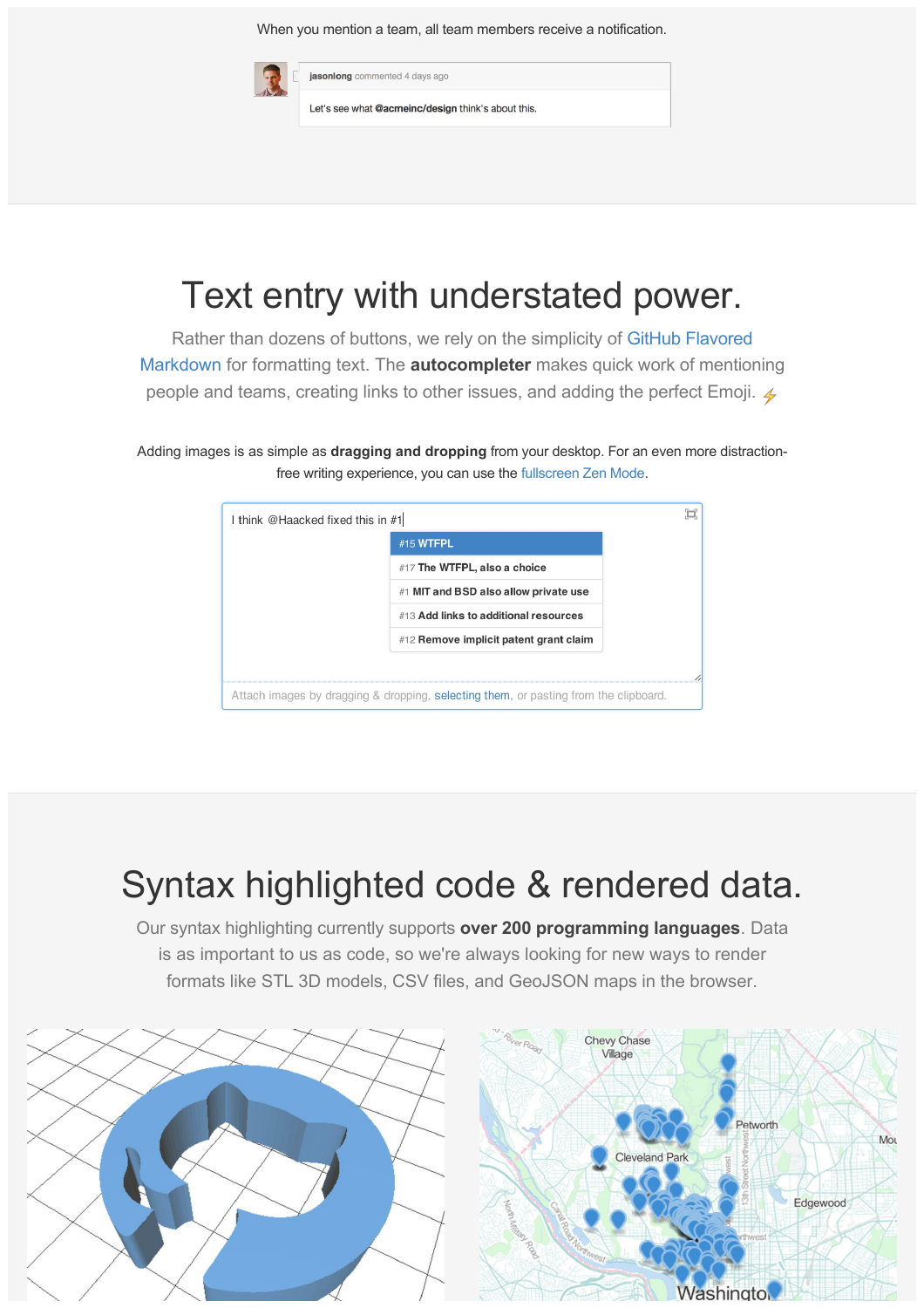When you mention a team, all team members receive a notification.

**jasonlong** commented 4 days ago

Let's see what **@acmeinc/design** think's about this.

# Text entry with understated power.

Rather than dozens of buttons, we rely on the simplicity of GitHub Flavored Markdown for formatting text. The **autocompleter** makes quick work of mentioning people and teams, creating links to other issues, and adding the perfect Emoji.

Adding images is as simple as **dragging and dropping** from your desktop. For an even more distraction-free writing experience, you can use the fullscreen Zen Mode.

I think @Haacked fixed this in #1

- #15 **WTFPL**
- #17 **The WTFPL, also a choice**
- #1 **MIT and BSD also allow private use**
- #13 **Add links to additional resources**
- #12 **Remove implicit patent grant claim**

Attach images by dragging & dropping, selecting them, or pasting from the clipboard.

# Syntax highlighted code & rendered data.

Our syntax highlighting currently supports **over 200 programming languages**. Data is as important to us as code, so we're always looking for new ways to render formats like STL 3D models, CSV files, and GeoJSON maps in the browser.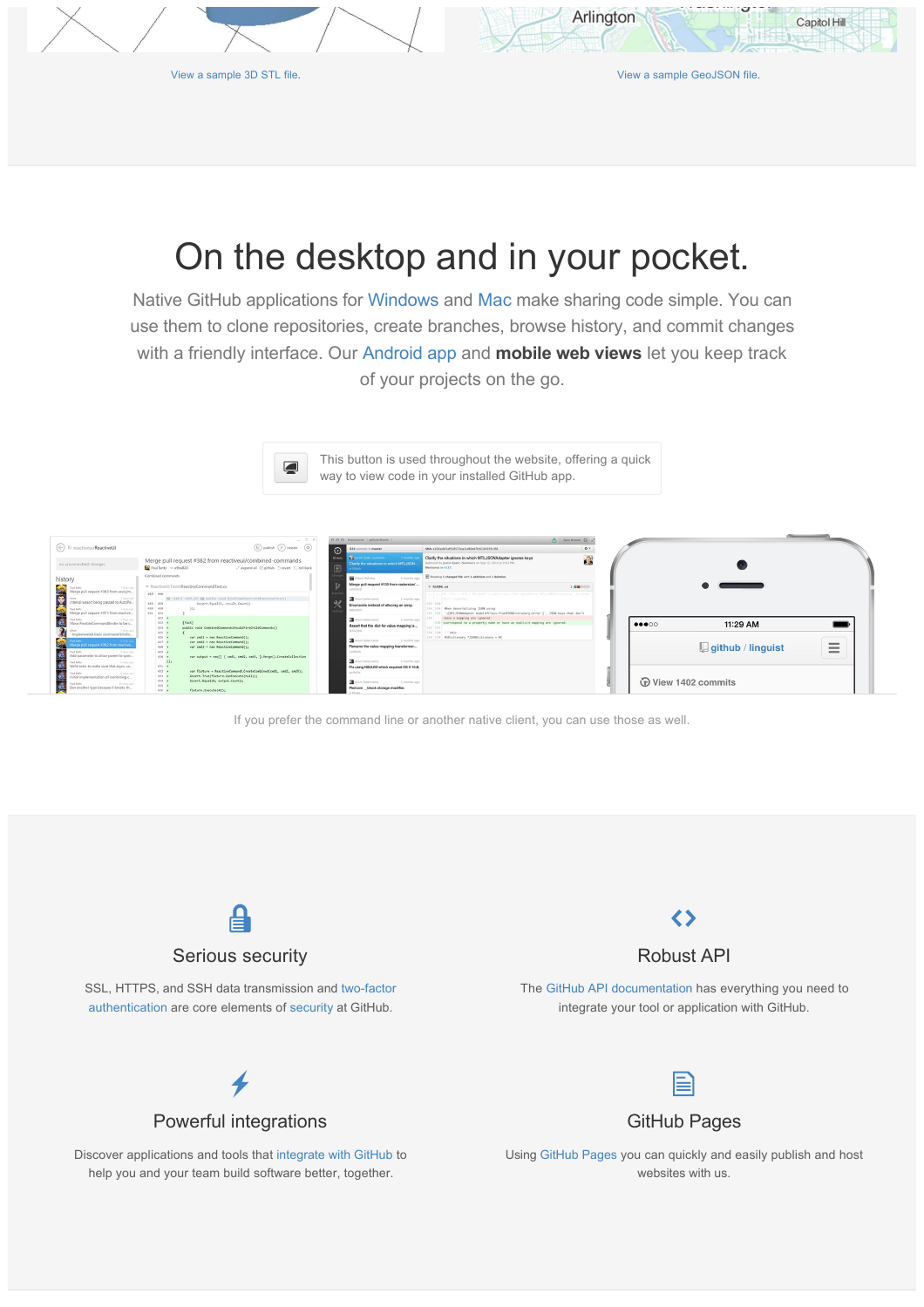View a sample 3D STL file.

View a sample GeoJSON file.

# On the desktop and in your pocket.

Native GitHub applications for Windows and Mac make sharing code simple. You can use them to clone repositories, create branches, browse history, and commit changes with a friendly interface. Our Android app and **mobile web views** let you keep track of your projects on the go.

This button is used throughout the website, offering a quick way to view code in your installed GitHub app.

If you prefer the command line or another native client, you can use those as well.

## Serious security

SSL, HTTPS, and SSH data transmission and two-factor authentication are core elements of security at GitHub.

## Robust API

The GitHub API documentation has everything you need to integrate your tool or application with GitHub.

## Powerful integrations

Discover applications and tools that integrate with GitHub to help you and your team build software better, together.

## GitHub Pages

Using GitHub Pages you can quickly and easily publish and host websites with us.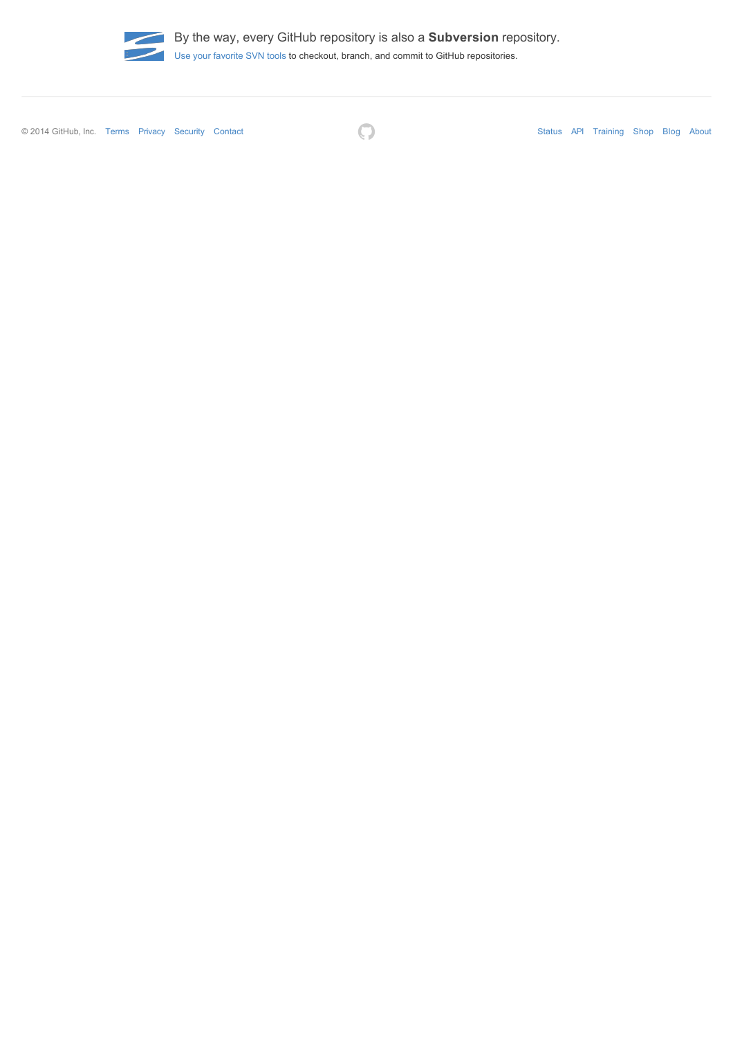By the way, every GitHub repository is also a **Subversion** repository.

Use your favorite SVN tools to checkout, branch, and commit to GitHub repositories.

© 2014 GitHub, Inc. Terms Privacy Security Contact

Status API Training Shop Blog About